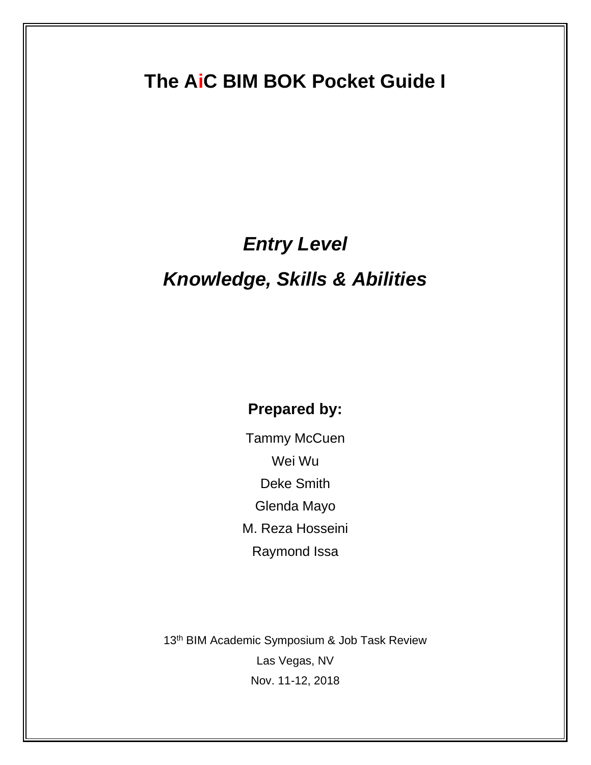# The AiC BIM BOK Pocket Guide I

## *Entry Level*

## *Knowledge, Skills & Abilities*

**Prepared by:**

Tammy McCuen

Wei Wu

Deke Smith

Glenda Mayo

M. Reza Hosseini

Raymond Issa

13th BIM Academic Symposium & Job Task Review

Las Vegas, NV

Nov. 11-12, 2018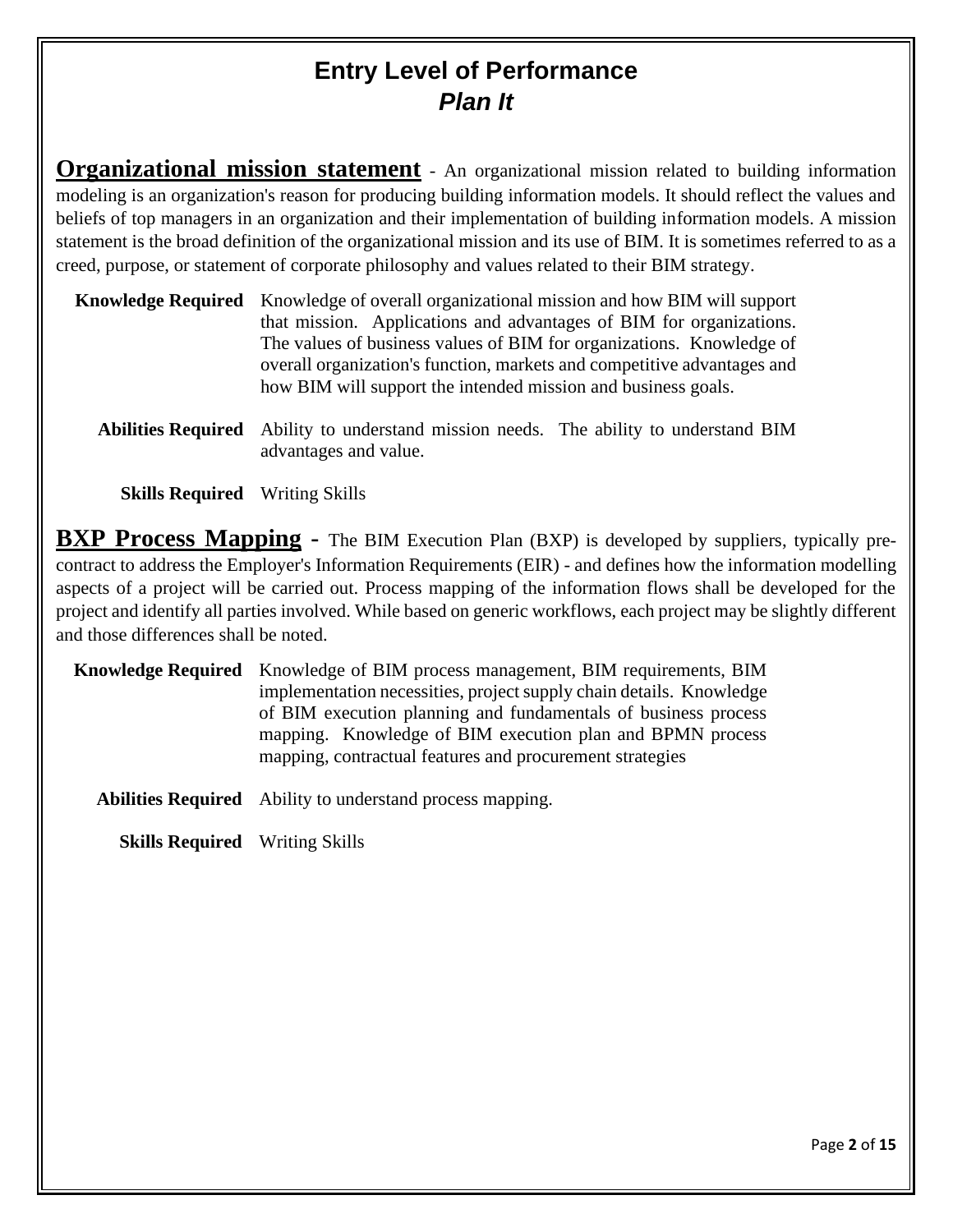# Entry Level of Performance

## *Plan It*

**Organizational mission statement** - An organizational mission related to building information modeling is an organization's reason for producing building information models. It should reflect the values and beliefs of top managers in an organization and their implementation of building information models. A mission statement is the broad definition of the organizational mission and its use of BIM. It is sometimes referred to as a creed, purpose, or statement of corporate philosophy and values related to their BIM strategy.

**Knowledge Required** Knowledge of overall organizational mission and how BIM will support that mission. Applications and advantages of BIM for organizations. The values of business values of BIM for organizations. Knowledge of overall organization's function, markets and competitive advantages and how BIM will support the intended mission and business goals.

**Abilities Required** Ability to understand mission needs. The ability to understand BIM advantages and value.

**Skills Required** Writing Skills

**BXP Process Mapping -** The BIM Execution Plan (BXP) is developed by suppliers, typically pre-contract to address the Employer's Information Requirements (EIR) - and defines how the information modelling aspects of a project will be carried out. Process mapping of the information flows shall be developed for the project and identify all parties involved. While based on generic workflows, each project may be slightly different and those differences shall be noted.

**Knowledge Required** Knowledge of BIM process management, BIM requirements, BIM implementation necessities, project supply chain details. Knowledge of BIM execution planning and fundamentals of business process mapping. Knowledge of BIM execution plan and BPMN process mapping, contractual features and procurement strategies

**Abilities Required** Ability to understand process mapping.

**Skills Required** Writing Skills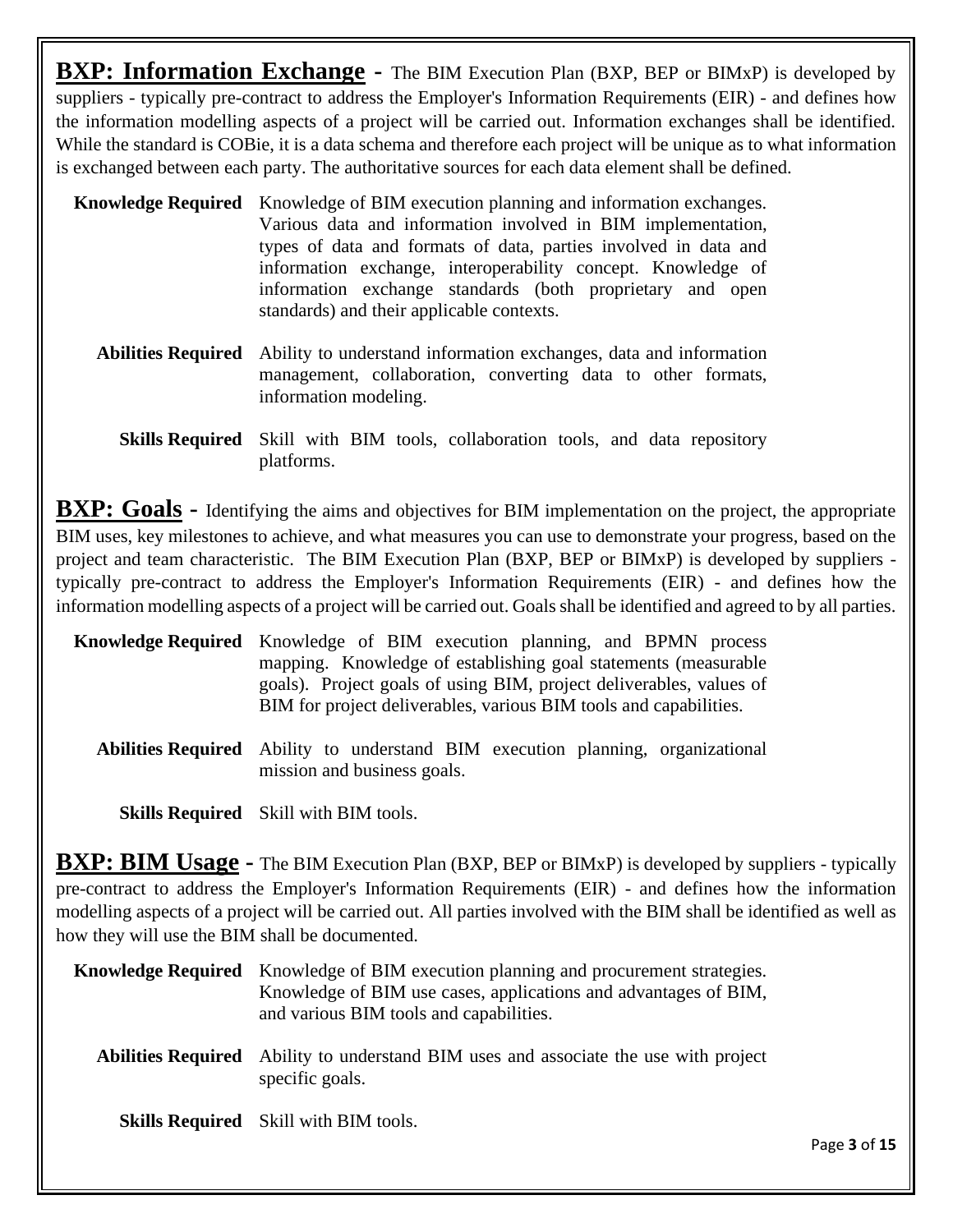**BXP: Information Exchange -** The BIM Execution Plan (BXP, BEP or BIMxP) is developed by suppliers - typically pre-contract to address the Employer's Information Requirements (EIR) - and defines how the information modelling aspects of a project will be carried out. Information exchanges shall be identified. While the standard is COBie, it is a data schema and therefore each project will be unique as to what information is exchanged between each party. The authoritative sources for each data element shall be defined.

**Knowledge Required** Knowledge of BIM execution planning and information exchanges. Various data and information involved in BIM implementation, types of data and formats of data, parties involved in data and information exchange, interoperability concept. Knowledge of information exchange standards (both proprietary and open standards) and their applicable contexts.

**Abilities Required** Ability to understand information exchanges, data and information management, collaboration, converting data to other formats, information modeling.

**Skills Required** Skill with BIM tools, collaboration tools, and data repository platforms.

**BXP: Goals -** Identifying the aims and objectives for BIM implementation on the project, the appropriate BIM uses, key milestones to achieve, and what measures you can use to demonstrate your progress, based on the project and team characteristic. The BIM Execution Plan (BXP, BEP or BIMxP) is developed by suppliers - typically pre-contract to address the Employer's Information Requirements (EIR) - and defines how the information modelling aspects of a project will be carried out. Goals shall be identified and agreed to by all parties.

**Knowledge Required** Knowledge of BIM execution planning, and BPMN process mapping. Knowledge of establishing goal statements (measurable goals). Project goals of using BIM, project deliverables, values of BIM for project deliverables, various BIM tools and capabilities.

**Abilities Required** Ability to understand BIM execution planning, organizational mission and business goals.

**Skills Required** Skill with BIM tools.

**BXP: BIM Usage -** The BIM Execution Plan (BXP, BEP or BIMxP) is developed by suppliers - typically pre-contract to address the Employer's Information Requirements (EIR) - and defines how the information modelling aspects of a project will be carried out. All parties involved with the BIM shall be identified as well as how they will use the BIM shall be documented.

**Knowledge Required** Knowledge of BIM execution planning and procurement strategies. Knowledge of BIM use cases, applications and advantages of BIM, and various BIM tools and capabilities.

**Abilities Required** Ability to understand BIM uses and associate the use with project specific goals.

**Skills Required** Skill with BIM tools.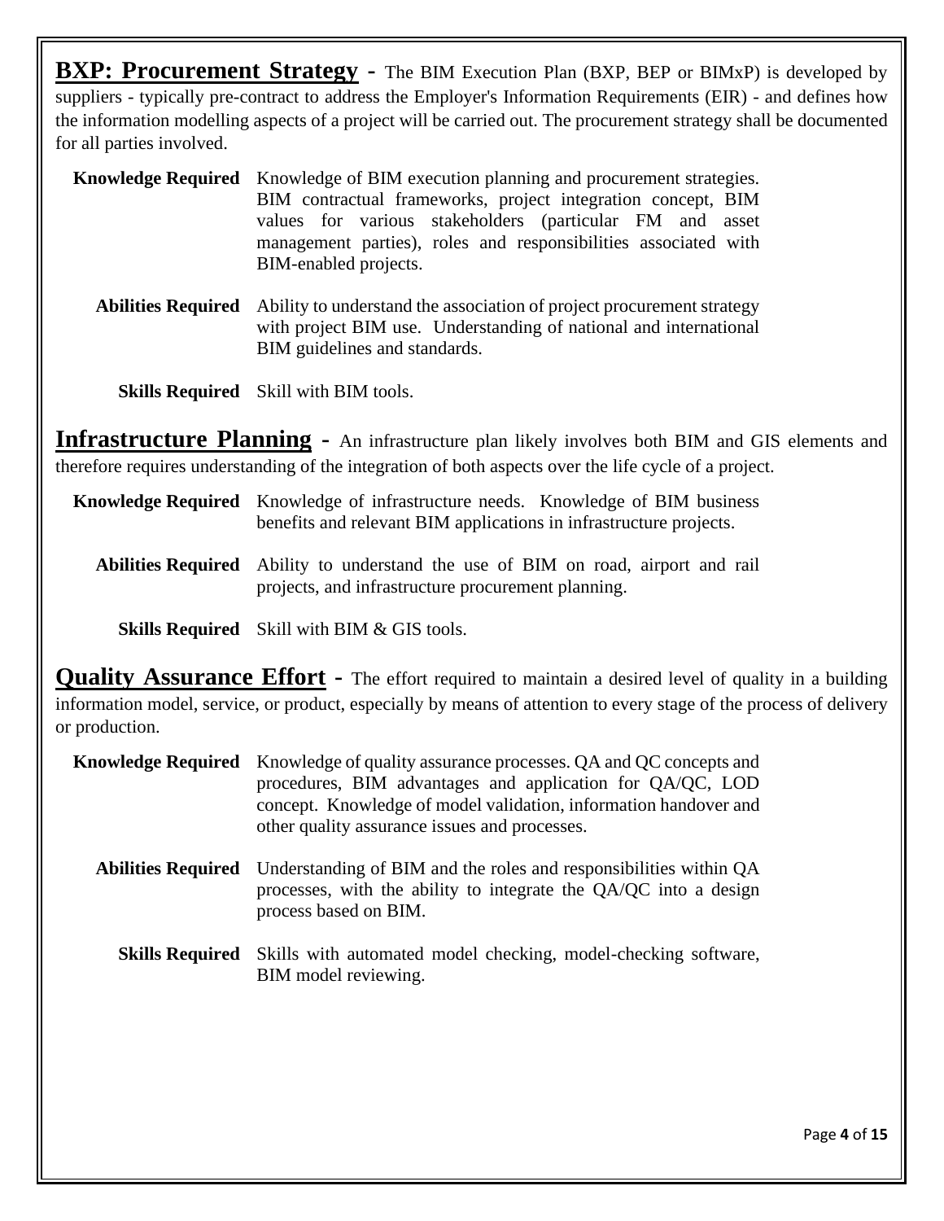**BXP: Procurement Strategy** - The BIM Execution Plan (BXP, BEP or BIMxP) is developed by suppliers - typically pre-contract to address the Employer's Information Requirements (EIR) - and defines how the information modelling aspects of a project will be carried out. The procurement strategy shall be documented for all parties involved.

**Knowledge Required** Knowledge of BIM execution planning and procurement strategies. BIM contractual frameworks, project integration concept, BIM values for various stakeholders (particular FM and asset management parties), roles and responsibilities associated with BIM-enabled projects.

**Abilities Required** Ability to understand the association of project procurement strategy with project BIM use. Understanding of national and international BIM guidelines and standards.

**Skills Required** Skill with BIM tools.

**Infrastructure Planning** - An infrastructure plan likely involves both BIM and GIS elements and therefore requires understanding of the integration of both aspects over the life cycle of a project.

**Knowledge Required** Knowledge of infrastructure needs. Knowledge of BIM business benefits and relevant BIM applications in infrastructure projects.

**Abilities Required** Ability to understand the use of BIM on road, airport and rail projects, and infrastructure procurement planning.

**Skills Required** Skill with BIM & GIS tools.

**Quality Assurance Effort** - The effort required to maintain a desired level of quality in a building information model, service, or product, especially by means of attention to every stage of the process of delivery or production.

**Knowledge Required** Knowledge of quality assurance processes. QA and QC concepts and procedures, BIM advantages and application for QA/QC, LOD concept. Knowledge of model validation, information handover and other quality assurance issues and processes.

**Abilities Required** Understanding of BIM and the roles and responsibilities within QA processes, with the ability to integrate the QA/QC into a design process based on BIM.

**Skills Required** Skills with automated model checking, model-checking software, BIM model reviewing.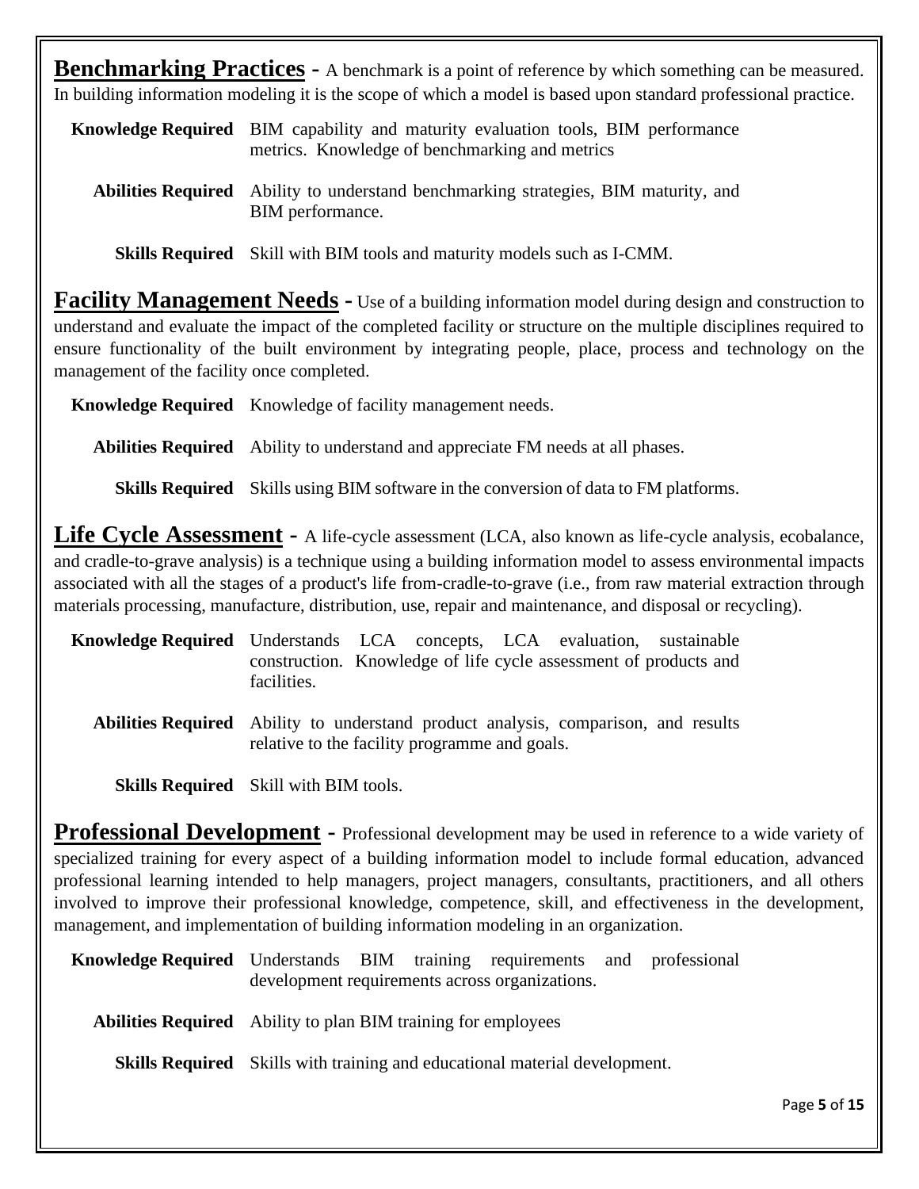**Benchmarking Practices** - A benchmark is a point of reference by which something can be measured. In building information modeling it is the scope of which a model is based upon standard professional practice.

**Knowledge Required** BIM capability and maturity evaluation tools, BIM performance metrics. Knowledge of benchmarking and metrics

**Abilities Required** Ability to understand benchmarking strategies, BIM maturity, and BIM performance.

**Skills Required** Skill with BIM tools and maturity models such as I-CMM.

**Facility Management Needs** - Use of a building information model during design and construction to understand and evaluate the impact of the completed facility or structure on the multiple disciplines required to ensure functionality of the built environment by integrating people, place, process and technology on the management of the facility once completed.

**Knowledge Required** Knowledge of facility management needs.

**Abilities Required** Ability to understand and appreciate FM needs at all phases.

**Skills Required** Skills using BIM software in the conversion of data to FM platforms.

**Life Cycle Assessment** - A life-cycle assessment (LCA, also known as life-cycle analysis, ecobalance, and cradle-to-grave analysis) is a technique using a building information model to assess environmental impacts associated with all the stages of a product's life from-cradle-to-grave (i.e., from raw material extraction through materials processing, manufacture, distribution, use, repair and maintenance, and disposal or recycling).

**Knowledge Required** Understands LCA concepts, LCA evaluation, sustainable construction. Knowledge of life cycle assessment of products and facilities.

**Abilities Required** Ability to understand product analysis, comparison, and results relative to the facility programme and goals.

**Skills Required** Skill with BIM tools.

**Professional Development** - Professional development may be used in reference to a wide variety of specialized training for every aspect of a building information model to include formal education, advanced professional learning intended to help managers, project managers, consultants, practitioners, and all others involved to improve their professional knowledge, competence, skill, and effectiveness in the development, management, and implementation of building information modeling in an organization.

**Knowledge Required** Understands BIM training requirements and professional development requirements across organizations.

**Abilities Required** Ability to plan BIM training for employees

**Skills Required** Skills with training and educational material development.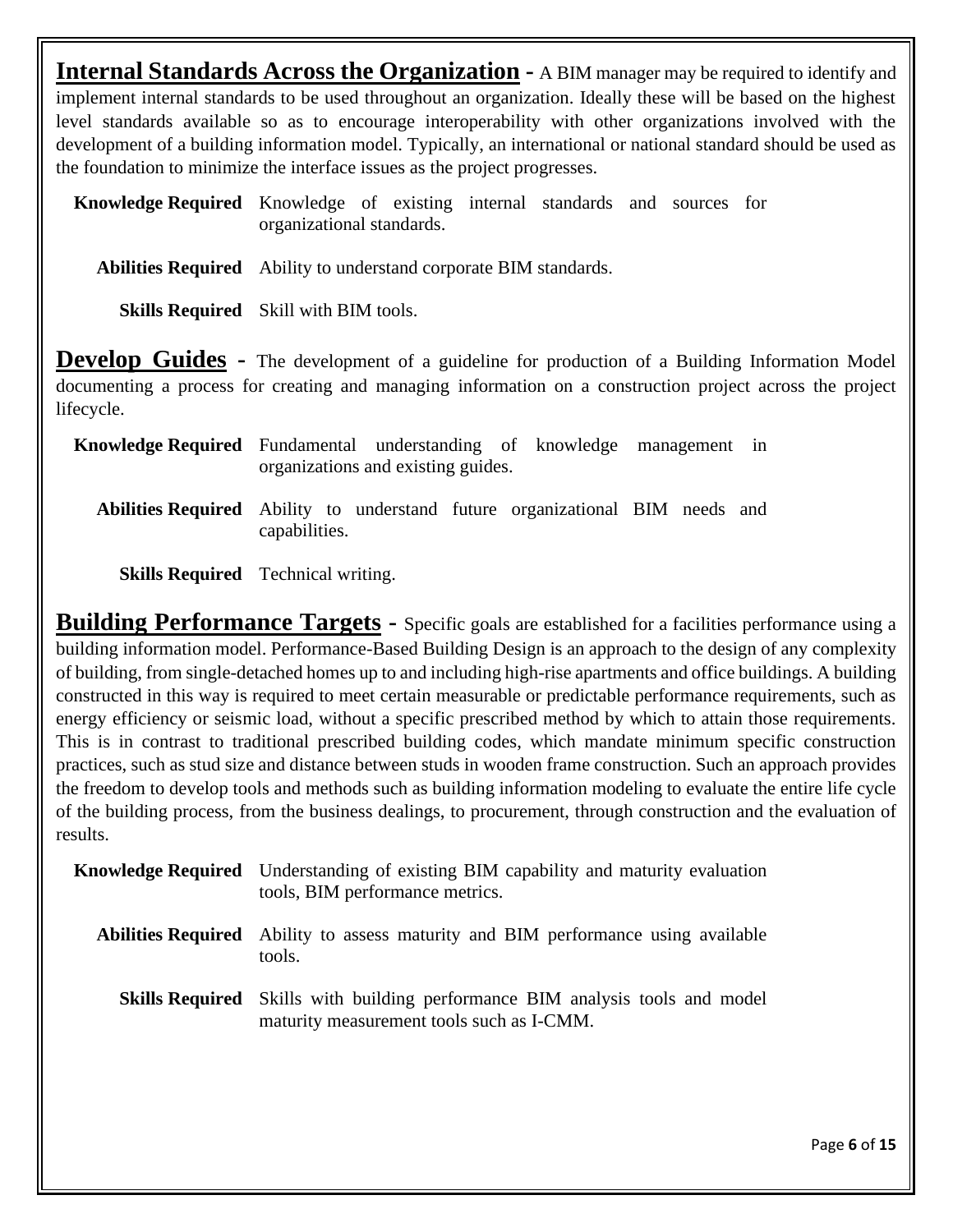**Internal Standards Across the Organization** - A BIM manager may be required to identify and implement internal standards to be used throughout an organization. Ideally these will be based on the highest level standards available so as to encourage interoperability with other organizations involved with the development of a building information model. Typically, an international or national standard should be used as the foundation to minimize the interface issues as the project progresses.

**Knowledge Required** Knowledge of existing internal standards and sources for organizational standards.

**Abilities Required** Ability to understand corporate BIM standards.

**Skills Required** Skill with BIM tools.

**Develop Guides** - The development of a guideline for production of a Building Information Model documenting a process for creating and managing information on a construction project across the project lifecycle.

**Knowledge Required** Fundamental understanding of knowledge management in organizations and existing guides.

**Abilities Required** Ability to understand future organizational BIM needs and capabilities.

**Skills Required** Technical writing.

**Building Performance Targets** - Specific goals are established for a facilities performance using a building information model. Performance-Based Building Design is an approach to the design of any complexity of building, from single-detached homes up to and including high-rise apartments and office buildings. A building constructed in this way is required to meet certain measurable or predictable performance requirements, such as energy efficiency or seismic load, without a specific prescribed method by which to attain those requirements. This is in contrast to traditional prescribed building codes, which mandate minimum specific construction practices, such as stud size and distance between studs in wooden frame construction. Such an approach provides the freedom to develop tools and methods such as building information modeling to evaluate the entire life cycle of the building process, from the business dealings, to procurement, through construction and the evaluation of results.

**Knowledge Required** Understanding of existing BIM capability and maturity evaluation tools, BIM performance metrics.

**Abilities Required** Ability to assess maturity and BIM performance using available tools.

**Skills Required** Skills with building performance BIM analysis tools and model maturity measurement tools such as I-CMM.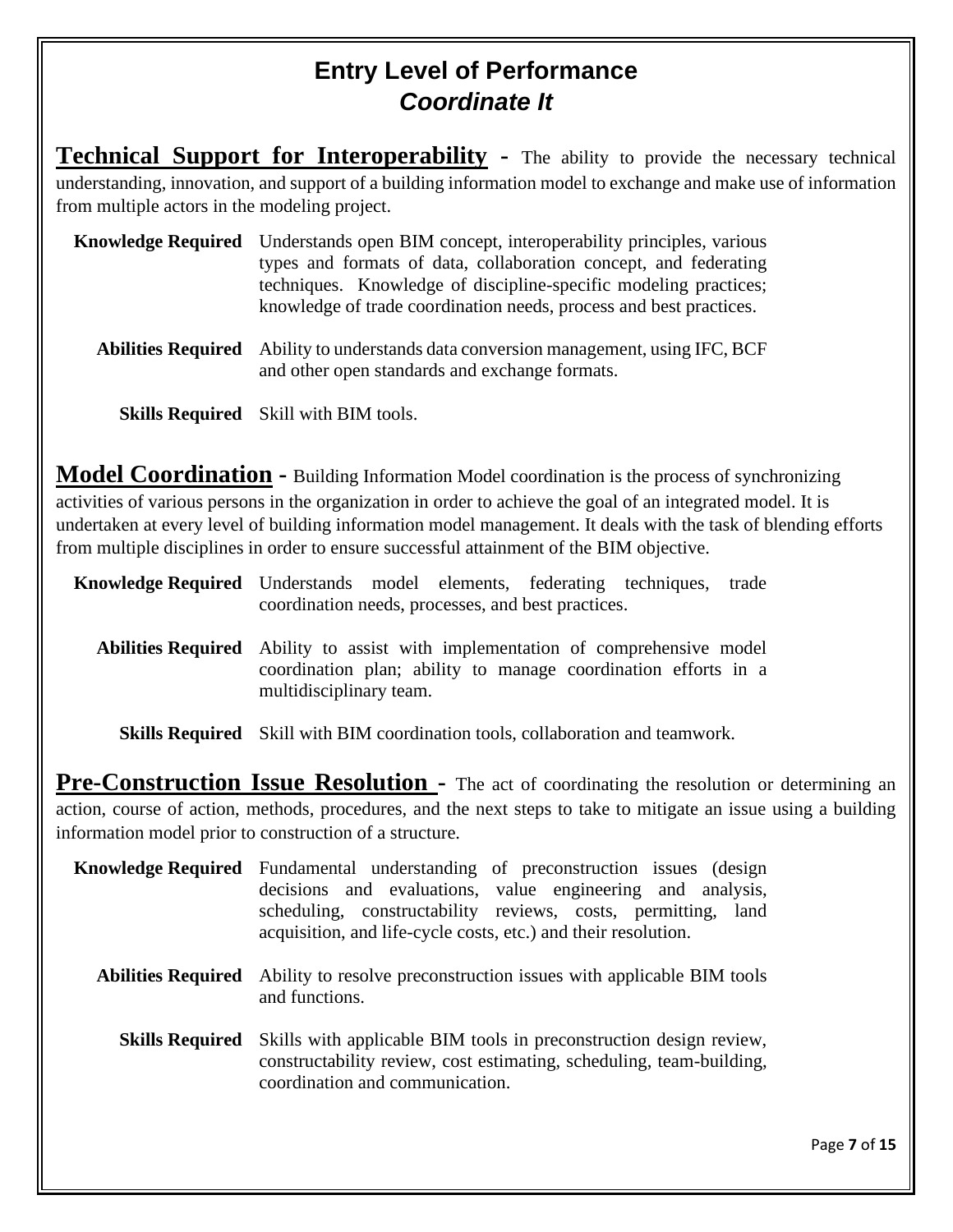# Entry Level of Performance
## *Coordinate It*

**Technical Support for Interoperability** - The ability to provide the necessary technical understanding, innovation, and support of a building information model to exchange and make use of information from multiple actors in the modeling project.

**Knowledge Required** Understands open BIM concept, interoperability principles, various types and formats of data, collaboration concept, and federating techniques. Knowledge of discipline-specific modeling practices; knowledge of trade coordination needs, process and best practices.

**Abilities Required** Ability to understands data conversion management, using IFC, BCF and other open standards and exchange formats.

**Skills Required** Skill with BIM tools.

**Model Coordination** - Building Information Model coordination is the process of synchronizing activities of various persons in the organization in order to achieve the goal of an integrated model. It is undertaken at every level of building information model management. It deals with the task of blending efforts from multiple disciplines in order to ensure successful attainment of the BIM objective.

**Knowledge Required** Understands model elements, federating techniques, trade coordination needs, processes, and best practices.

**Abilities Required** Ability to assist with implementation of comprehensive model coordination plan; ability to manage coordination efforts in a multidisciplinary team.

**Skills Required** Skill with BIM coordination tools, collaboration and teamwork.

**Pre-Construction Issue Resolution** - The act of coordinating the resolution or determining an action, course of action, methods, procedures, and the next steps to take to mitigate an issue using a building information model prior to construction of a structure.

**Knowledge Required** Fundamental understanding of preconstruction issues (design decisions and evaluations, value engineering and analysis, scheduling, constructability reviews, costs, permitting, land acquisition, and life-cycle costs, etc.) and their resolution.

**Abilities Required** Ability to resolve preconstruction issues with applicable BIM tools and functions.

**Skills Required** Skills with applicable BIM tools in preconstruction design review, constructability review, cost estimating, scheduling, team-building, coordination and communication.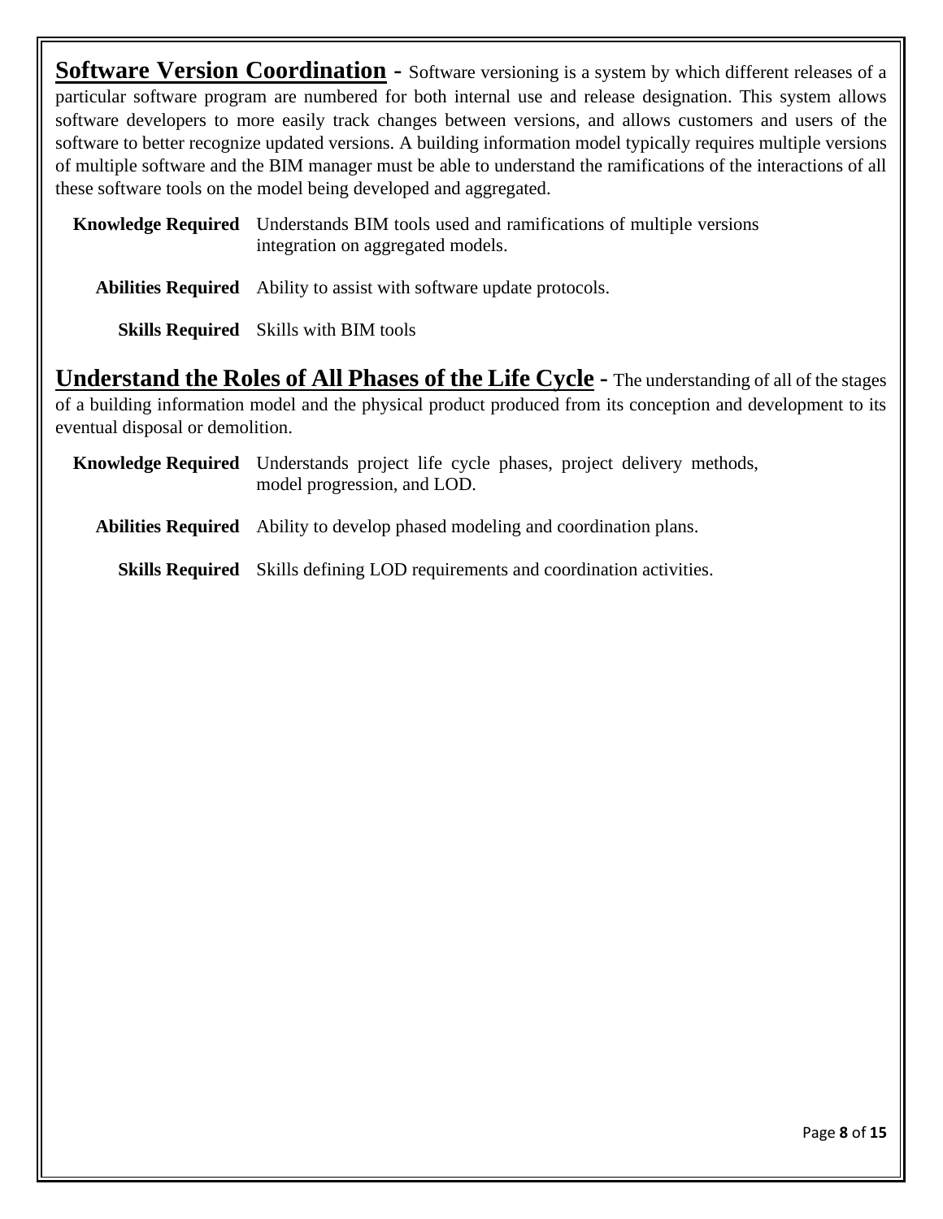**<u>Software Version Coordination</u> -** Software versioning is a system by which different releases of a particular software program are numbered for both internal use and release designation. This system allows software developers to more easily track changes between versions, and allows customers and users of the software to better recognize updated versions. A building information model typically requires multiple versions of multiple software and the BIM manager must be able to understand the ramifications of the interactions of all these software tools on the model being developed and aggregated.

| | |
|---|---|
| **Knowledge Required** | Understands BIM tools used and ramifications of multiple versions integration on aggregated models. |
| **Abilities Required** | Ability to assist with software update protocols. |
| **Skills Required** | Skills with BIM tools |

**<u>Understand the Roles of All Phases of the Life Cycle</u> -** The understanding of all of the stages of a building information model and the physical product produced from its conception and development to its eventual disposal or demolition.

| | |
|---|---|
| **Knowledge Required** | Understands project life cycle phases, project delivery methods, model progression, and LOD. |
| **Abilities Required** | Ability to develop phased modeling and coordination plans. |
| **Skills Required** | Skills defining LOD requirements and coordination activities. |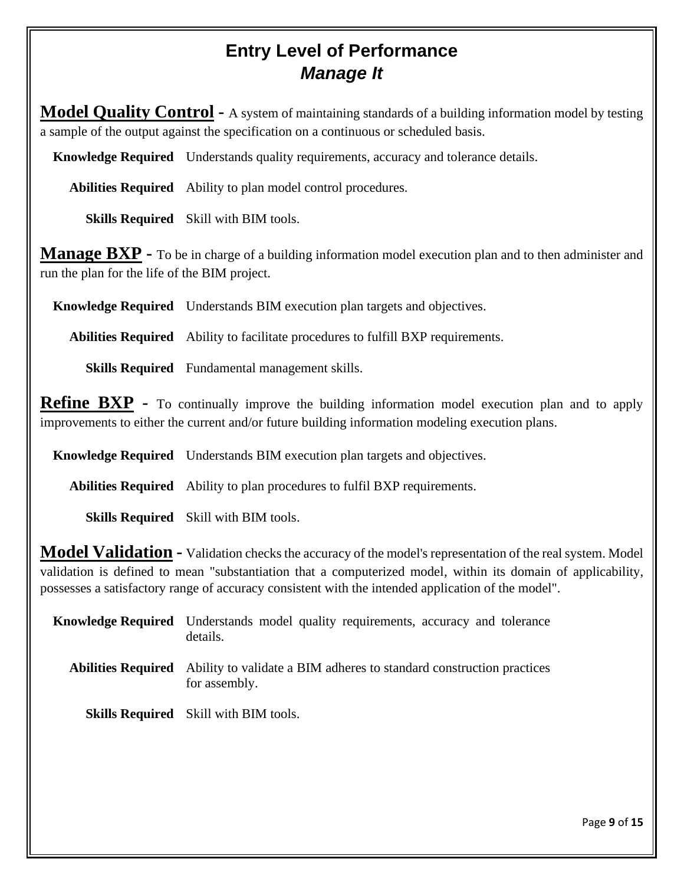# Entry Level of Performance
## *Manage It*

**Model Quality Control** - A system of maintaining standards of a building information model by testing a sample of the output against the specification on a continuous or scheduled basis.

**Knowledge Required** Understands quality requirements, accuracy and tolerance details.

**Abilities Required** Ability to plan model control procedures.

**Skills Required** Skill with BIM tools.

**Manage BXP** - To be in charge of a building information model execution plan and to then administer and run the plan for the life of the BIM project.

**Knowledge Required** Understands BIM execution plan targets and objectives.

**Abilities Required** Ability to facilitate procedures to fulfill BXP requirements.

**Skills Required** Fundamental management skills.

**Refine BXP** - To continually improve the building information model execution plan and to apply improvements to either the current and/or future building information modeling execution plans.

**Knowledge Required** Understands BIM execution plan targets and objectives.

**Abilities Required** Ability to plan procedures to fulfil BXP requirements.

**Skills Required** Skill with BIM tools.

**Model Validation** - Validation checks the accuracy of the model's representation of the real system. Model validation is defined to mean "substantiation that a computerized model, within its domain of applicability, possesses a satisfactory range of accuracy consistent with the intended application of the model".

**Knowledge Required** Understands model quality requirements, accuracy and tolerance details.

**Abilities Required** Ability to validate a BIM adheres to standard construction practices for assembly.

**Skills Required** Skill with BIM tools.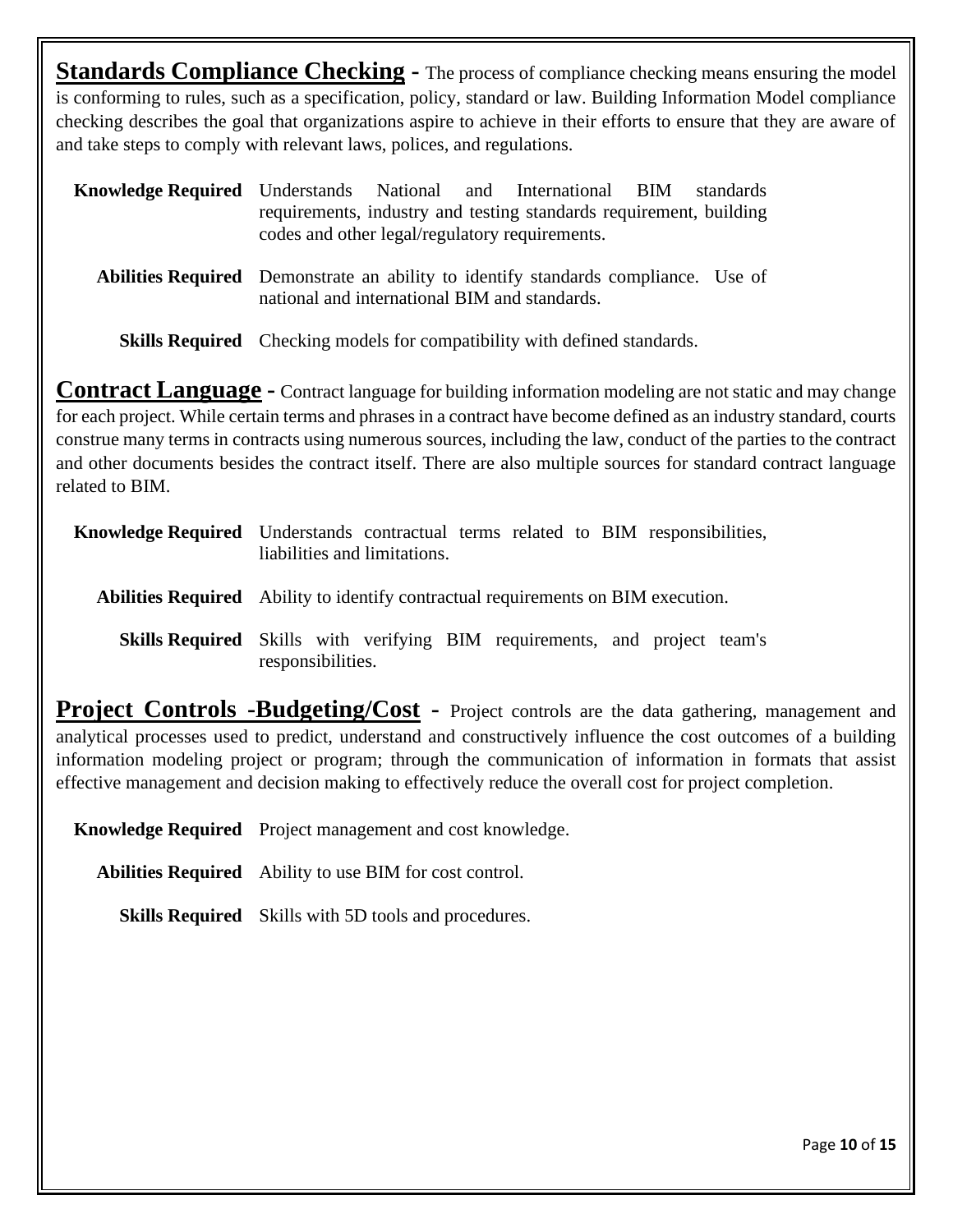**Standards Compliance Checking -** The process of compliance checking means ensuring the model is conforming to rules, such as a specification, policy, standard or law. Building Information Model compliance checking describes the goal that organizations aspire to achieve in their efforts to ensure that they are aware of and take steps to comply with relevant laws, polices, and regulations.

**Knowledge Required** Understands National and International BIM standards requirements, industry and testing standards requirement, building codes and other legal/regulatory requirements.

**Abilities Required** Demonstrate an ability to identify standards compliance. Use of national and international BIM and standards.

**Skills Required** Checking models for compatibility with defined standards.

**Contract Language -** Contract language for building information modeling are not static and may change for each project. While certain terms and phrases in a contract have become defined as an industry standard, courts construe many terms in contracts using numerous sources, including the law, conduct of the parties to the contract and other documents besides the contract itself. There are also multiple sources for standard contract language related to BIM.

**Knowledge Required** Understands contractual terms related to BIM responsibilities, liabilities and limitations.

**Abilities Required** Ability to identify contractual requirements on BIM execution.

**Skills Required** Skills with verifying BIM requirements, and project team's responsibilities.

**Project Controls -Budgeting/Cost -** Project controls are the data gathering, management and analytical processes used to predict, understand and constructively influence the cost outcomes of a building information modeling project or program; through the communication of information in formats that assist effective management and decision making to effectively reduce the overall cost for project completion.

**Knowledge Required** Project management and cost knowledge.

**Abilities Required** Ability to use BIM for cost control.

**Skills Required** Skills with 5D tools and procedures.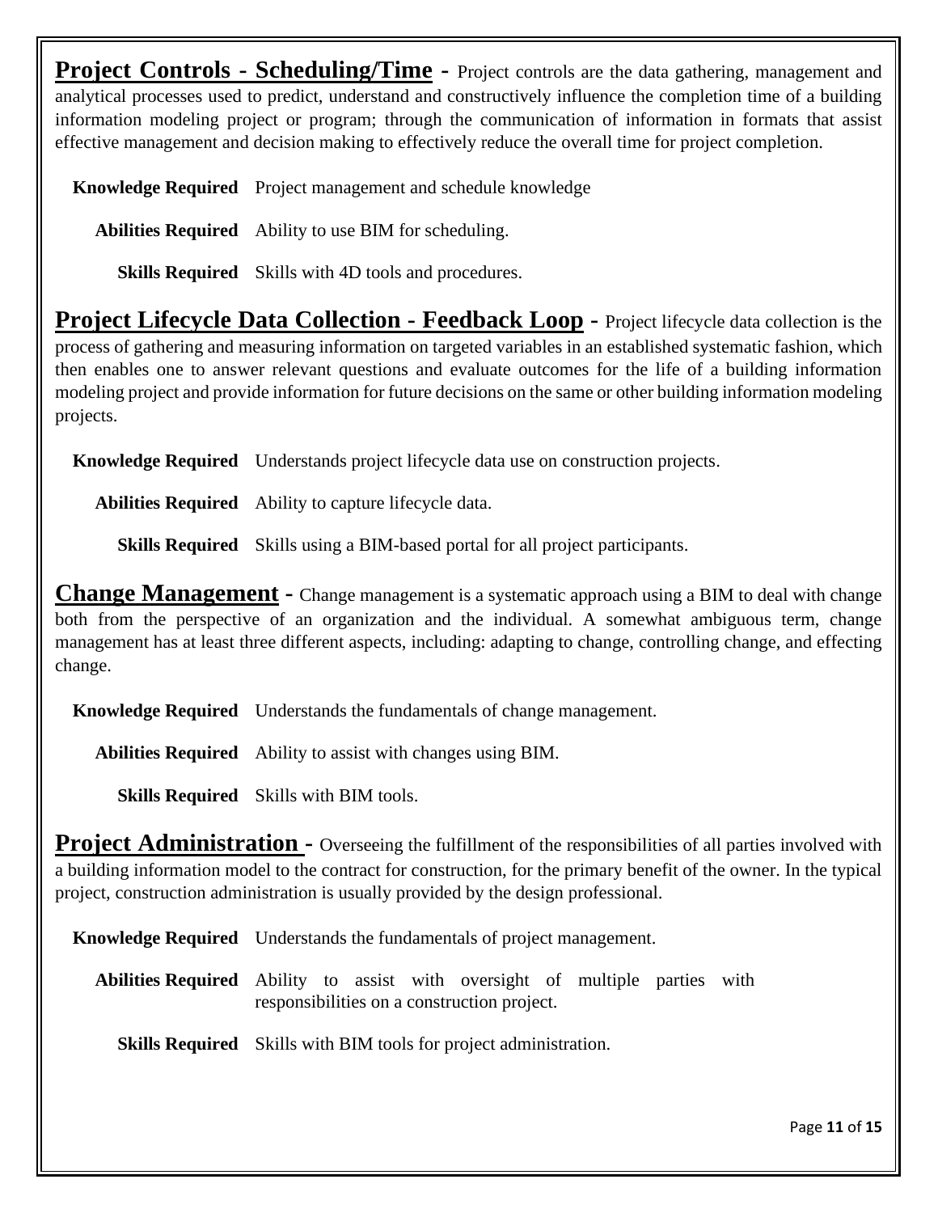**Project Controls - Scheduling/Time** - Project controls are the data gathering, management and analytical processes used to predict, understand and constructively influence the completion time of a building information modeling project or program; through the communication of information in formats that assist effective management and decision making to effectively reduce the overall time for project completion.

**Knowledge Required** Project management and schedule knowledge

**Abilities Required** Ability to use BIM for scheduling.

**Skills Required** Skills with 4D tools and procedures.

**Project Lifecycle Data Collection - Feedback Loop** - Project lifecycle data collection is the process of gathering and measuring information on targeted variables in an established systematic fashion, which then enables one to answer relevant questions and evaluate outcomes for the life of a building information modeling project and provide information for future decisions on the same or other building information modeling projects.

**Knowledge Required** Understands project lifecycle data use on construction projects.

**Abilities Required** Ability to capture lifecycle data.

**Skills Required** Skills using a BIM-based portal for all project participants.

**Change Management** - Change management is a systematic approach using a BIM to deal with change both from the perspective of an organization and the individual. A somewhat ambiguous term, change management has at least three different aspects, including: adapting to change, controlling change, and effecting change.

**Knowledge Required** Understands the fundamentals of change management.

**Abilities Required** Ability to assist with changes using BIM.

**Skills Required** Skills with BIM tools.

**Project Administration** - Overseeing the fulfillment of the responsibilities of all parties involved with a building information model to the contract for construction, for the primary benefit of the owner. In the typical project, construction administration is usually provided by the design professional.

**Knowledge Required** Understands the fundamentals of project management.

**Abilities Required** Ability to assist with oversight of multiple parties with responsibilities on a construction project.

**Skills Required** Skills with BIM tools for project administration.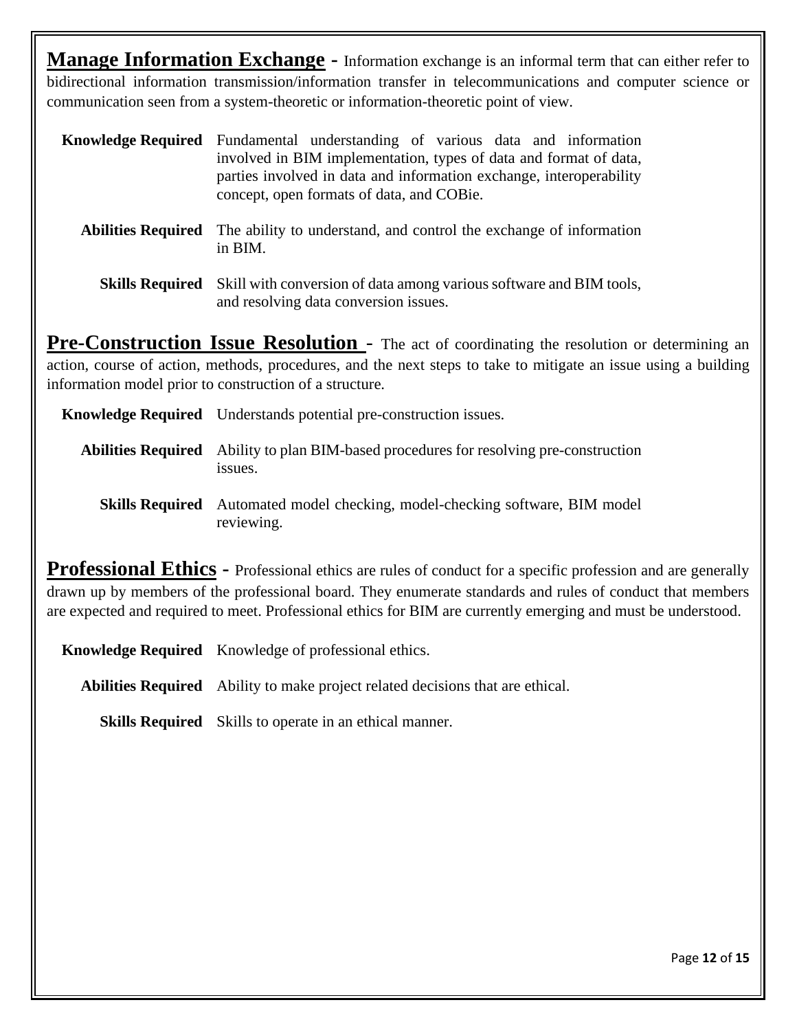**Manage Information Exchange** - Information exchange is an informal term that can either refer to bidirectional information transmission/information transfer in telecommunications and computer science or communication seen from a system-theoretic or information-theoretic point of view.

**Knowledge Required** Fundamental understanding of various data and information involved in BIM implementation, types of data and format of data, parties involved in data and information exchange, interoperability concept, open formats of data, and COBie.

**Abilities Required** The ability to understand, and control the exchange of information in BIM.

**Skills Required** Skill with conversion of data among various software and BIM tools, and resolving data conversion issues.

**Pre-Construction Issue Resolution** - The act of coordinating the resolution or determining an action, course of action, methods, procedures, and the next steps to take to mitigate an issue using a building information model prior to construction of a structure.

**Knowledge Required** Understands potential pre-construction issues.

**Abilities Required** Ability to plan BIM-based procedures for resolving pre-construction issues.

**Skills Required** Automated model checking, model-checking software, BIM model reviewing.

**Professional Ethics** - Professional ethics are rules of conduct for a specific profession and are generally drawn up by members of the professional board. They enumerate standards and rules of conduct that members are expected and required to meet. Professional ethics for BIM are currently emerging and must be understood.

**Knowledge Required** Knowledge of professional ethics.

**Abilities Required** Ability to make project related decisions that are ethical.

**Skills Required** Skills to operate in an ethical manner.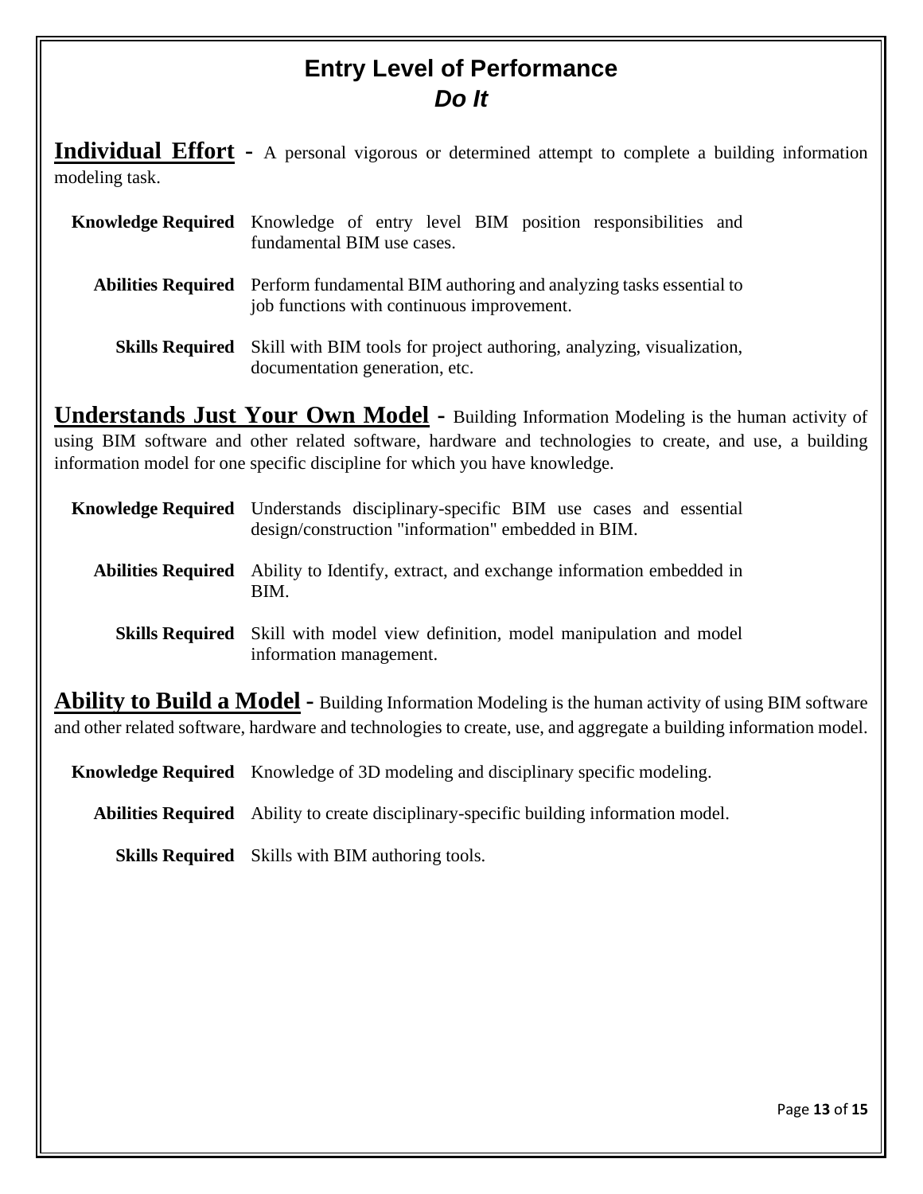# Entry Level of Performance

## *Do It*

**Individual Effort** - A personal vigorous or determined attempt to complete a building information modeling task.

**Knowledge Required** Knowledge of entry level BIM position responsibilities and fundamental BIM use cases.

**Abilities Required** Perform fundamental BIM authoring and analyzing tasks essential to job functions with continuous improvement.

**Skills Required** Skill with BIM tools for project authoring, analyzing, visualization, documentation generation, etc.

**Understands Just Your Own Model** - Building Information Modeling is the human activity of using BIM software and other related software, hardware and technologies to create, and use, a building information model for one specific discipline for which you have knowledge.

**Knowledge Required** Understands disciplinary-specific BIM use cases and essential design/construction "information" embedded in BIM.

**Abilities Required** Ability to Identify, extract, and exchange information embedded in BIM.

**Skills Required** Skill with model view definition, model manipulation and model information management.

**Ability to Build a Model** - Building Information Modeling is the human activity of using BIM software and other related software, hardware and technologies to create, use, and aggregate a building information model.

**Knowledge Required** Knowledge of 3D modeling and disciplinary specific modeling.

**Abilities Required** Ability to create disciplinary-specific building information model.

**Skills Required** Skills with BIM authoring tools.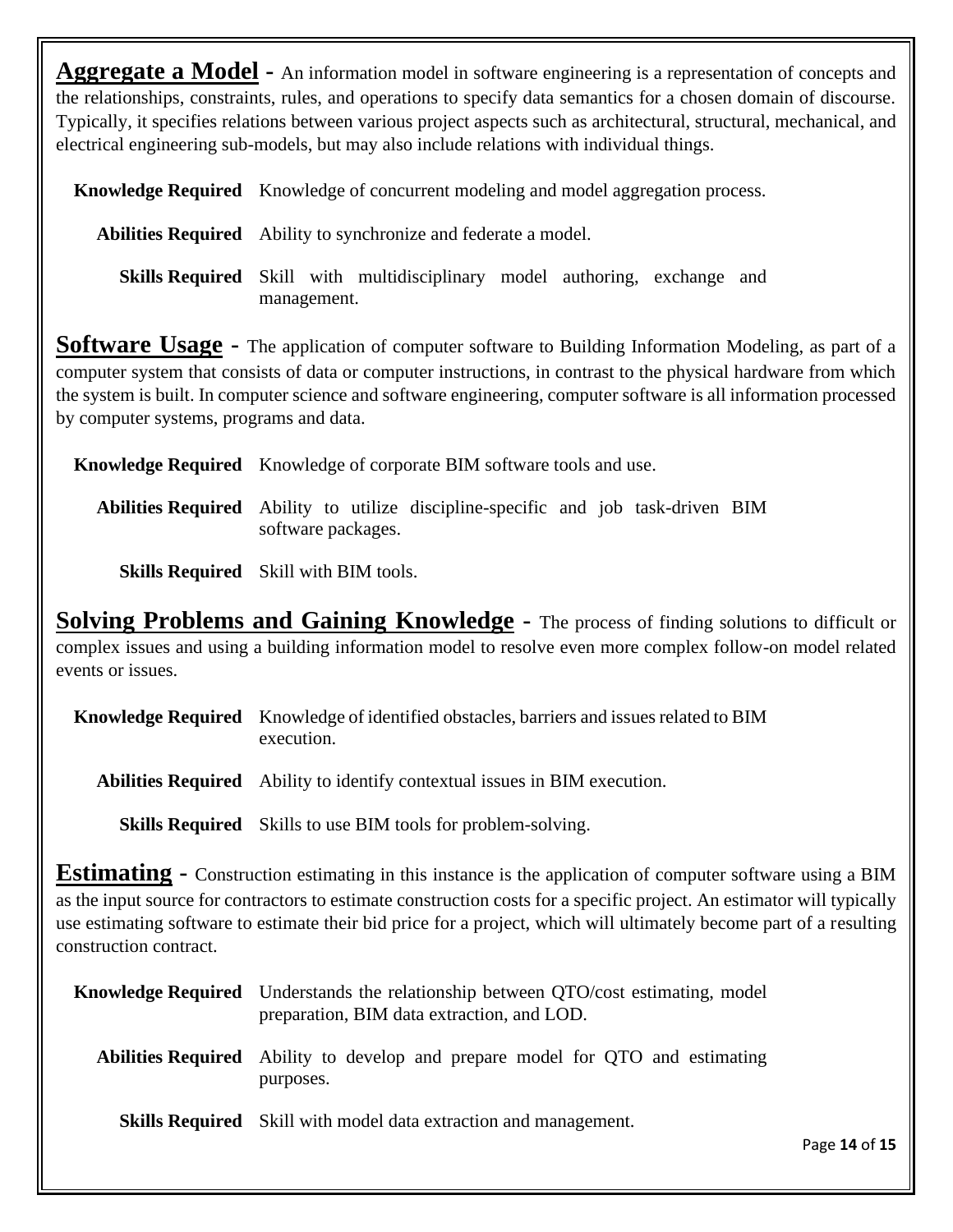**Aggregate a Model** - An information model in software engineering is a representation of concepts and the relationships, constraints, rules, and operations to specify data semantics for a chosen domain of discourse. Typically, it specifies relations between various project aspects such as architectural, structural, mechanical, and electrical engineering sub-models, but may also include relations with individual things.

**Knowledge Required** Knowledge of concurrent modeling and model aggregation process.

**Abilities Required** Ability to synchronize and federate a model.

**Skills Required** Skill with multidisciplinary model authoring, exchange and management.

**Software Usage** - The application of computer software to Building Information Modeling, as part of a computer system that consists of data or computer instructions, in contrast to the physical hardware from which the system is built. In computer science and software engineering, computer software is all information processed by computer systems, programs and data.

**Knowledge Required** Knowledge of corporate BIM software tools and use.

**Abilities Required** Ability to utilize discipline-specific and job task-driven BIM software packages.

**Skills Required** Skill with BIM tools.

**Solving Problems and Gaining Knowledge** - The process of finding solutions to difficult or complex issues and using a building information model to resolve even more complex follow-on model related events or issues.

**Knowledge Required** Knowledge of identified obstacles, barriers and issues related to BIM execution.

**Abilities Required** Ability to identify contextual issues in BIM execution.

**Skills Required** Skills to use BIM tools for problem-solving.

**Estimating** - Construction estimating in this instance is the application of computer software using a BIM as the input source for contractors to estimate construction costs for a specific project. An estimator will typically use estimating software to estimate their bid price for a project, which will ultimately become part of a resulting construction contract.

**Knowledge Required** Understands the relationship between QTO/cost estimating, model preparation, BIM data extraction, and LOD.

**Abilities Required** Ability to develop and prepare model for QTO and estimating purposes.

**Skills Required** Skill with model data extraction and management.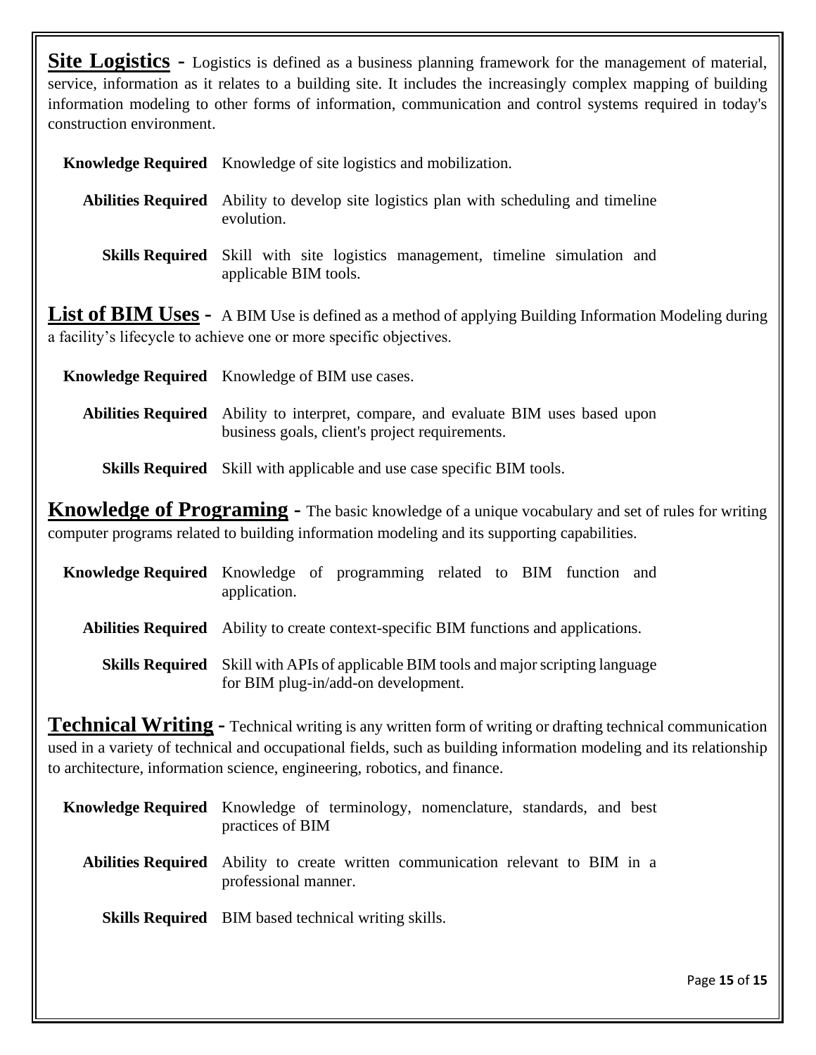**Site Logistics** - Logistics is defined as a business planning framework for the management of material, service, information as it relates to a building site. It includes the increasingly complex mapping of building information modeling to other forms of information, communication and control systems required in today's construction environment.

**Knowledge Required** Knowledge of site logistics and mobilization.

**Abilities Required** Ability to develop site logistics plan with scheduling and timeline evolution.

**Skills Required** Skill with site logistics management, timeline simulation and applicable BIM tools.

**List of BIM Uses** - A BIM Use is defined as a method of applying Building Information Modeling during a facility's lifecycle to achieve one or more specific objectives.

**Knowledge Required** Knowledge of BIM use cases.

**Abilities Required** Ability to interpret, compare, and evaluate BIM uses based upon business goals, client's project requirements.

**Skills Required** Skill with applicable and use case specific BIM tools.

**Knowledge of Programing** - The basic knowledge of a unique vocabulary and set of rules for writing computer programs related to building information modeling and its supporting capabilities.

**Knowledge Required** Knowledge of programming related to BIM function and application.

**Abilities Required** Ability to create context-specific BIM functions and applications.

**Skills Required** Skill with APIs of applicable BIM tools and major scripting language for BIM plug-in/add-on development.

**Technical Writing** - Technical writing is any written form of writing or drafting technical communication used in a variety of technical and occupational fields, such as building information modeling and its relationship to architecture, information science, engineering, robotics, and finance.

**Knowledge Required** Knowledge of terminology, nomenclature, standards, and best practices of BIM

**Abilities Required** Ability to create written communication relevant to BIM in a professional manner.

**Skills Required** BIM based technical writing skills.